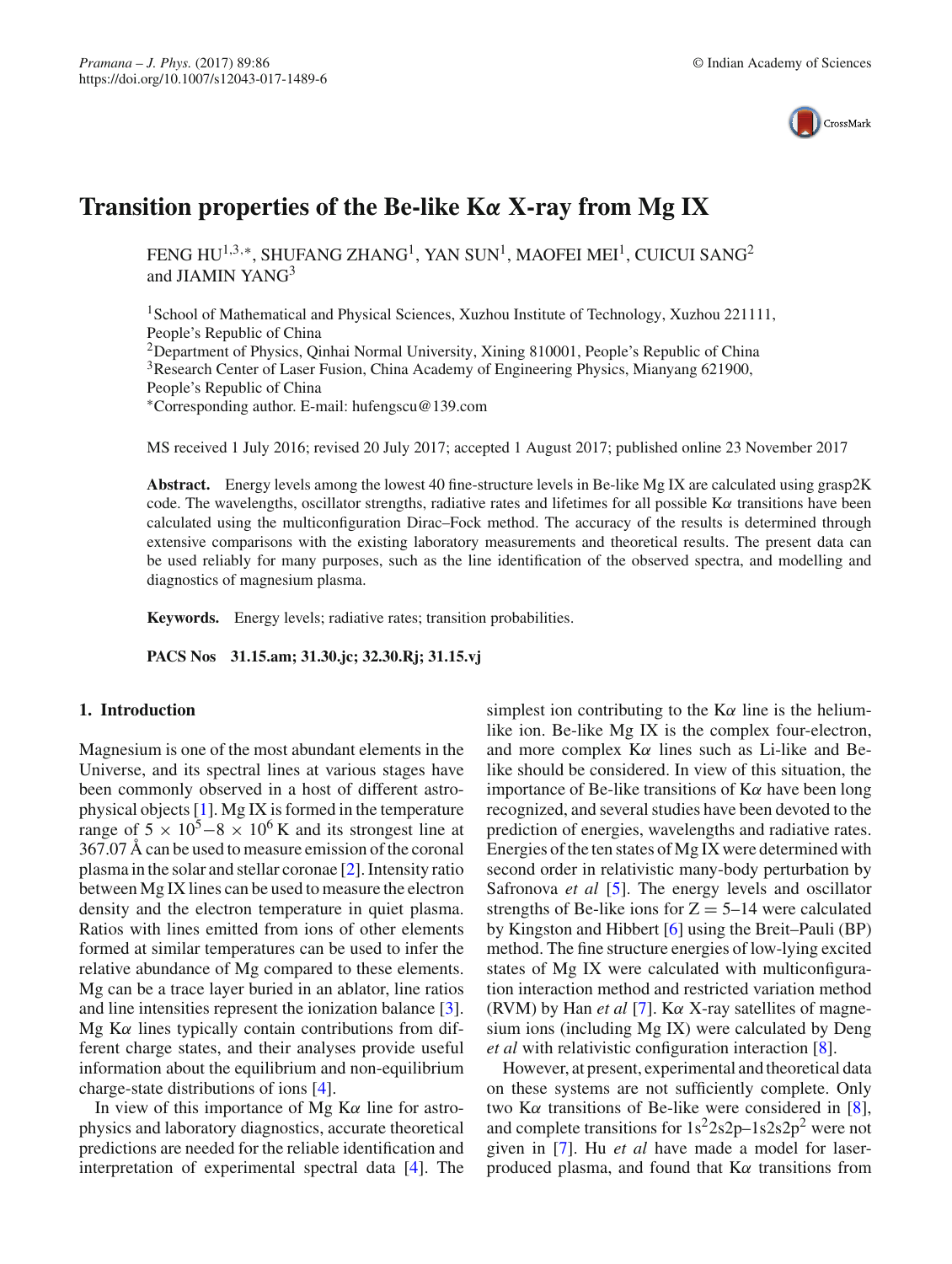# Transition properties of the Be-like Kα X-ray from Mg IX

FENG HU[1,3,*], SHUFANG ZHANG[1], YAN SUN[1], MAOFEI MEI[1], CUICUI SANG[2] and JIAMIN YANG[3]

[1]School of Mathematical and Physical Sciences, Xuzhou Institute of Technology, Xuzhou 221111, People's Republic of China
[2]Department of Physics, Qinhai Normal University, Xining 810001, People's Republic of China
[3]Research Center of Laser Fusion, China Academy of Engineering Physics, Mianyang 621900, People's Republic of China
*Corresponding author. E-mail: hufengscu@139.com

MS received 1 July 2016; revised 20 July 2017; accepted 1 August 2017; published online 23 November 2017

**Abstract.** Energy levels among the lowest 40 fine-structure levels in Be-like Mg IX are calculated using grasp2K code. The wavelengths, oscillator strengths, radiative rates and lifetimes for all possible Kα transitions have been calculated using the multiconfiguration Dirac–Fock method. The accuracy of the results is determined through extensive comparisons with the existing laboratory measurements and theoretical results. The present data can be used reliably for many purposes, such as the line identification of the observed spectra, and modelling and diagnostics of magnesium plasma.

**Keywords.** Energy levels; radiative rates; transition probabilities.

**PACS Nos** **31.15.am; 31.30.jc; 32.30.Rj; 31.15.vj**

## 1. Introduction

Magnesium is one of the most abundant elements in the Universe, and its spectral lines at various stages have been commonly observed in a host of different astrophysical objects [1]. Mg IX is formed in the temperature range of $5 \times 10^5 - 8 \times 10^6$ K and its strongest line at 367.07 Å can be used to measure emission of the coronal plasma in the solar and stellar coronae [2]. Intensity ratio between Mg IX lines can be used to measure the electron density and the electron temperature in quiet plasma. Ratios with lines emitted from ions of other elements formed at similar temperatures can be used to infer the relative abundance of Mg compared to these elements. Mg can be a trace layer buried in an ablator, line ratios and line intensities represent the ionization balance [3]. Mg Kα lines typically contain contributions from different charge states, and their analyses provide useful information about the equilibrium and non-equilibrium charge-state distributions of ions [4].

In view of this importance of Mg Kα line for astrophysics and laboratory diagnostics, accurate theoretical predictions are needed for the reliable identification and interpretation of experimental spectral data [4]. The simplest ion contributing to the Kα line is the helium-like ion. Be-like Mg IX is the complex four-electron, and more complex Kα lines such as Li-like and Be-like should be considered. In view of this situation, the importance of Be-like transitions of Kα have been long recognized, and several studies have been devoted to the prediction of energies, wavelengths and radiative rates. Energies of the ten states of Mg IX were determined with second order in relativistic many-body perturbation by Safronova *et al* [5]. The energy levels and oscillator strengths of Be-like ions for Z = 5–14 were calculated by Kingston and Hibbert [6] using the Breit–Pauli (BP) method. The fine structure energies of low-lying excited states of Mg IX were calculated with multiconfiguration interaction method and restricted variation method (RVM) by Han *et al* [7]. Kα X-ray satellites of magnesium ions (including Mg IX) were calculated by Deng *et al* with relativistic configuration interaction [8].

However, at present, experimental and theoretical data on these systems are not sufficiently complete. Only two Kα transitions of Be-like were considered in [8], and complete transitions for $1s^22s2p$–$1s2s2p^2$ were not given in [7]. Hu *et al* have made a model for laser-produced plasma, and found that Kα transitions from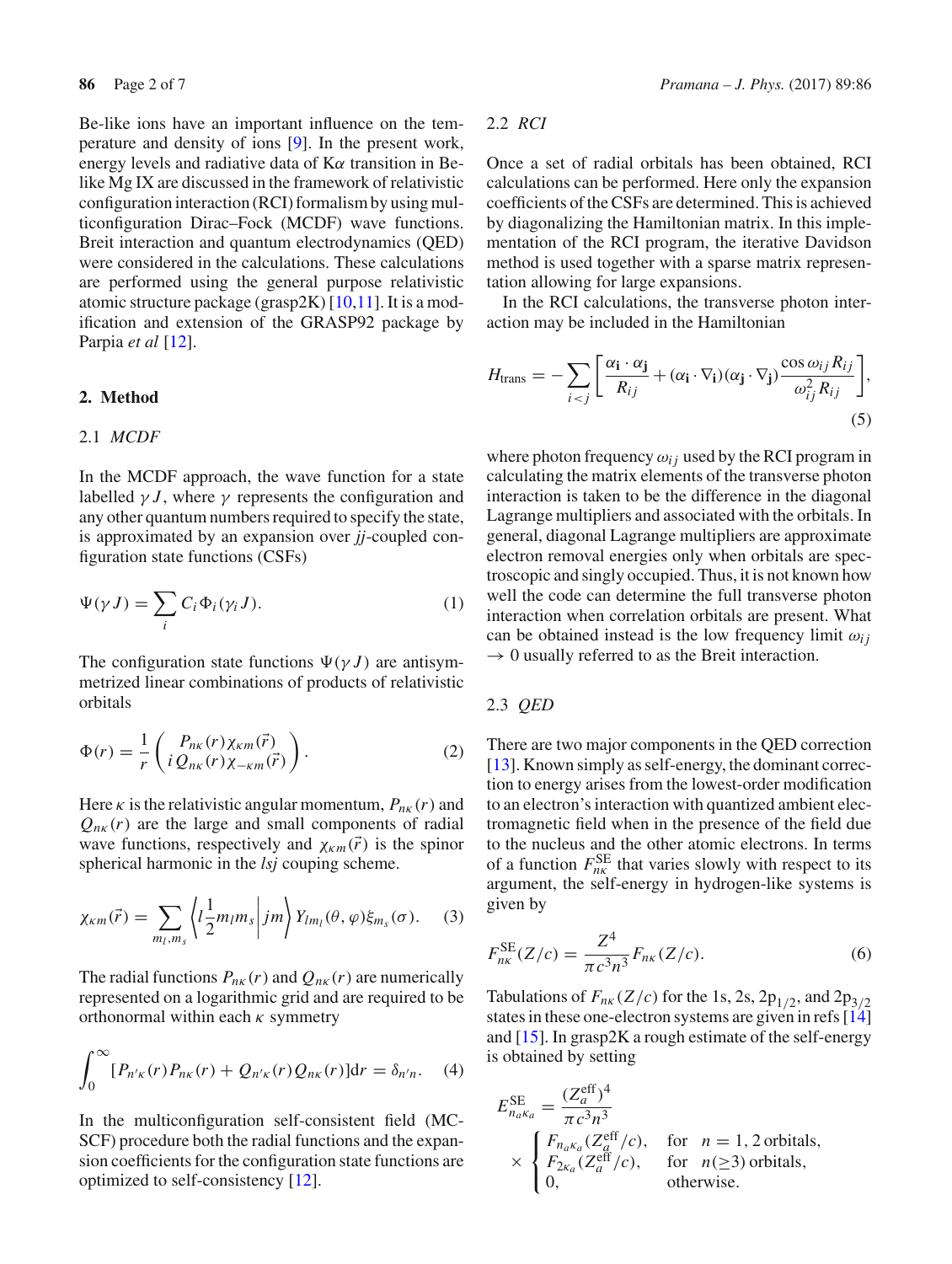Be-like ions have an important influence on the temperature and density of ions [9]. In the present work, energy levels and radiative data of K$\alpha$ transition in Be-like Mg IX are discussed in the framework of relativistic configuration interaction (RCI) formalism by using multiconfiguration Dirac–Fock (MCDF) wave functions. Breit interaction and quantum electrodynamics (QED) were considered in the calculations. These calculations are performed using the general purpose relativistic atomic structure package (grasp2K) [10,11]. It is a modification and extension of the GRASP92 package by Parpia *et al* [12].

## 2. Method

### 2.1 *MCDF*

In the MCDF approach, the wave function for a state labelled $\gamma J$, where $\gamma$ represents the configuration and any other quantum numbers required to specify the state, is approximated by an expansion over *jj*-coupled configuration state functions (CSFs)

$$\Psi(\gamma J) = \sum_i C_i \Phi_i(\gamma_i J). \tag{1}$$

The configuration state functions $\Psi(\gamma J)$ are antisymmetrized linear combinations of products of relativistic orbitals

$$\Phi(r) = \frac{1}{r}\begin{pmatrix} P_{n\kappa}(r)\chi_{\kappa m}(\vec{r}) \\ i Q_{n\kappa}(r)\chi_{-\kappa m}(\vec{r}) \end{pmatrix}. \tag{2}$$

Here $\kappa$ is the relativistic angular momentum, $P_{n\kappa}(r)$ and $Q_{n\kappa}(r)$ are the large and small components of radial wave functions, respectively and $\chi_{\kappa m}(\vec{r})$ is the spinor spherical harmonic in the *lsj* couping scheme.

$$\chi_{\kappa m}(\vec{r}) = \sum_{m_l, m_s} \left\langle l \frac{1}{2} m_l m_s \middle| jm \right\rangle Y_{l m_l}(\theta, \varphi)\xi_{m_s}(\sigma). \tag{3}$$

The radial functions $P_{n\kappa}(r)$ and $Q_{n\kappa}(r)$ are numerically represented on a logarithmic grid and are required to be orthonormal within each $\kappa$ symmetry

$$\int_0^\infty [P_{n'\kappa}(r)P_{n\kappa}(r) + Q_{n'\kappa}(r)Q_{n\kappa}(r)]\mathrm{d}r = \delta_{n'n}. \tag{4}$$

In the multiconfiguration self-consistent field (MCSCF) procedure both the radial functions and the expansion coefficients for the configuration state functions are optimized to self-consistency [12].

### 2.2 *RCI*

Once a set of radial orbitals has been obtained, RCI calculations can be performed. Here only the expansion coefficients of the CSFs are determined. This is achieved by diagonalizing the Hamiltonian matrix. In this implementation of the RCI program, the iterative Davidson method is used together with a sparse matrix representation allowing for large expansions.

In the RCI calculations, the transverse photon interaction may be included in the Hamiltonian

$$H_{\text{trans}} = -\sum_{i<j}\left[\frac{\alpha_{\mathbf{i}}\cdot\alpha_{\mathbf{j}}}{R_{ij}} + (\alpha_{\mathbf{i}}\cdot\nabla_{\mathbf{i}})(\alpha_{\mathbf{j}}\cdot\nabla_{\mathbf{j}})\frac{\cos\omega_{ij}R_{ij}}{\omega_{ij}^2 R_{ij}}\right], \tag{5}$$

where photon frequency $\omega_{ij}$ used by the RCI program in calculating the matrix elements of the transverse photon interaction is taken to be the difference in the diagonal Lagrange multipliers and associated with the orbitals. In general, diagonal Lagrange multipliers are approximate electron removal energies only when orbitals are spectroscopic and singly occupied. Thus, it is not known how well the code can determine the full transverse photon interaction when correlation orbitals are present. What can be obtained instead is the low frequency limit $\omega_{ij} \to 0$ usually referred to as the Breit interaction.

### 2.3 *QED*

There are two major components in the QED correction [13]. Known simply as self-energy, the dominant correction to energy arises from the lowest-order modification to an electron's interaction with quantized ambient electromagnetic field when in the presence of the field due to the nucleus and the other atomic electrons. In terms of a function $F_{n\kappa}^{\text{SE}}$ that varies slowly with respect to its argument, the self-energy in hydrogen-like systems is given by

$$F_{n\kappa}^{\text{SE}}(Z/c) = \frac{Z^4}{\pi c^3 n^3}F_{n\kappa}(Z/c). \tag{6}$$

Tabulations of $F_{n\kappa}(Z/c)$ for the 1s, 2s, $2p_{1/2}$, and $2p_{3/2}$ states in these one-electron systems are given in refs [14] and [15]. In grasp2K a rough estimate of the self-energy is obtained by setting

$$E_{n_a\kappa_a}^{\text{SE}} = \frac{(Z_a^{\text{eff}})^4}{\pi c^3 n^3} \times \begin{cases} F_{n_a\kappa_a}(Z_a^{\text{eff}}/c), & \text{for } \; n = 1, 2 \text{ orbitals}, \\ F_{2\kappa_a}(Z_a^{\text{eff}}/c), & \text{for } \; n(\geq 3) \text{ orbitals}, \\ 0, & \text{otherwise}. \end{cases}$$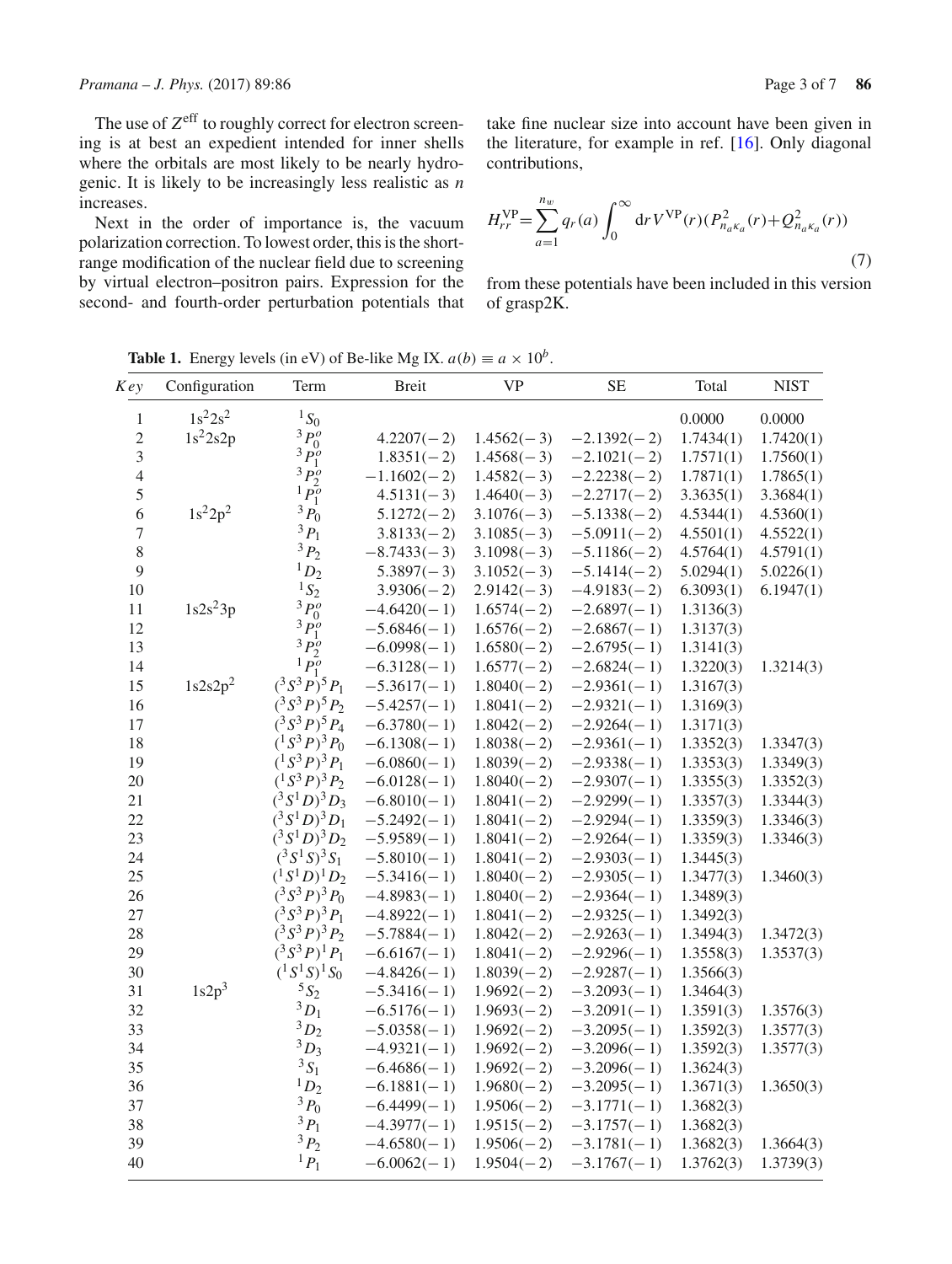The use of $Z^{\text{eff}}$ to roughly correct for electron screening is at best an expedient intended for inner shells where the orbitals are most likely to be nearly hydrogenic. It is likely to be increasingly less realistic as $n$ increases.

Next in the order of importance is, the vacuum polarization correction. To lowest order, this is the short-range modification of the nuclear field due to screening by virtual electron–positron pairs. Expression for the second- and fourth-order perturbation potentials that take fine nuclear size into account have been given in the literature, for example in ref. [16]. Only diagonal contributions,

$$H_{rr}^{\text{VP}} = \sum_{a=1}^{n_w} q_r(a) \int_0^{\infty} \mathrm{d}r\, V^{\text{VP}}(r) (P_{n_a\kappa_a}^2(r) + Q_{n_a\kappa_a}^2(r)) \tag{7}$$

from these potentials have been included in this version of grasp2K.

**Table 1.** Energy levels (in eV) of Be-like Mg IX. $a(b) \equiv a \times 10^b$.

| Key | Configuration | Term | Breit | VP | SE | Total | NIST |
|---|---|---|---|---|---|---|---|
| 1 | $1s^22s^2$ | $^1S_0$ | | | | 0.0000 | 0.0000 |
| 2 | $1s^22s2p$ | $^3P_0^o$ | 4.2207(−2) | 1.4562(−3) | −2.1392(−2) | 1.7434(1) | 1.7420(1) |
| 3 | | $^3P_1^o$ | 1.8351(−2) | 1.4568(−3) | −2.1021(−2) | 1.7571(1) | 1.7560(1) |
| 4 | | $^3P_2^o$ | −1.1602(−2) | 1.4582(−3) | −2.2238(−2) | 1.7871(1) | 1.7865(1) |
| 5 | | $^1P_1^o$ | 4.5131(−3) | 1.4640(−3) | −2.2717(−2) | 3.3635(1) | 3.3684(1) |
| 6 | $1s^22p^2$ | $^3P_0$ | 5.1272(−2) | 3.1076(−3) | −5.1338(−2) | 4.5344(1) | 4.5360(1) |
| 7 | | $^3P_1$ | 3.8133(−2) | 3.1085(−3) | −5.0911(−2) | 4.5501(1) | 4.5522(1) |
| 8 | | $^3P_2$ | −8.7433(−3) | 3.1098(−3) | −5.1186(−2) | 4.5764(1) | 4.5791(1) |
| 9 | | $^1D_2$ | 5.3897(−3) | 3.1052(−3) | −5.1414(−2) | 5.0294(1) | 5.0226(1) |
| 10 | | $^1S_2$ | 3.9306(−2) | 2.9142(−3) | −4.9183(−2) | 6.3093(1) | 6.1947(1) |
| 11 | $1s2s^23p$ | $^3P_0^o$ | −4.6420(−1) | 1.6574(−2) | −2.6897(−1) | 1.3136(3) | |
| 12 | | $^3P_1^o$ | −5.6846(−1) | 1.6576(−2) | −2.6867(−1) | 1.3137(3) | |
| 13 | | $^3P_2^o$ | −6.0998(−1) | 1.6580(−2) | −2.6795(−1) | 1.3141(3) | |
| 14 | | $^1P_1^o$ | −6.3128(−1) | 1.6577(−2) | −2.6824(−1) | 1.3220(3) | 1.3214(3) |
| 15 | $1s2s2p^2$ | $(^3S^3P)^5P_1$ | −5.3617(−1) | 1.8040(−2) | −2.9361(−1) | 1.3167(3) | |
| 16 | | $(^3S^3P)^5P_2$ | −5.4257(−1) | 1.8041(−2) | −2.9321(−1) | 1.3169(3) | |
| 17 | | $(^3S^3P)^5P_4$ | −6.3780(−1) | 1.8042(−2) | −2.9264(−1) | 1.3171(3) | |
| 18 | | $(^1S^3P)^3P_0$ | −6.1308(−1) | 1.8038(−2) | −2.9361(−1) | 1.3352(3) | 1.3347(3) |
| 19 | | $(^1S^3P)^3P_1$ | −6.0860(−1) | 1.8039(−2) | −2.9338(−1) | 1.3353(3) | 1.3349(3) |
| 20 | | $(^1S^3P)^3P_2$ | −6.0128(−1) | 1.8040(−2) | −2.9307(−1) | 1.3355(3) | 1.3352(3) |
| 21 | | $(^3S^1D)^3D_3$ | −6.8010(−1) | 1.8041(−2) | −2.9299(−1) | 1.3357(3) | 1.3344(3) |
| 22 | | $(^3S^1D)^3D_1$ | −5.2492(−1) | 1.8041(−2) | −2.9294(−1) | 1.3359(3) | 1.3346(3) |
| 23 | | $(^3S^1D)^3D_2$ | −5.9589(−1) | 1.8041(−2) | −2.9264(−1) | 1.3359(3) | 1.3346(3) |
| 24 | | $(^3S^1S)^3S_1$ | −5.8010(−1) | 1.8041(−2) | −2.9303(−1) | 1.3445(3) | |
| 25 | | $(^1S^1D)^1D_2$ | −5.3416(−1) | 1.8040(−2) | −2.9305(−1) | 1.3477(3) | 1.3460(3) |
| 26 | | $(^3S^3P)^3P_0$ | −4.8983(−1) | 1.8040(−2) | −2.9364(−1) | 1.3489(3) | |
| 27 | | $(^3S^3P)^3P_1$ | −4.8922(−1) | 1.8041(−2) | −2.9325(−1) | 1.3492(3) | |
| 28 | | $(^3S^3P)^3P_2$ | −5.7884(−1) | 1.8042(−2) | −2.9263(−1) | 1.3494(3) | 1.3472(3) |
| 29 | | $(^3S^3P)^1P_1$ | −6.6167(−1) | 1.8041(−2) | −2.9296(−1) | 1.3558(3) | 1.3537(3) |
| 30 | | $(^1S^1S)^1S_0$ | −4.8426(−1) | 1.8039(−2) | −2.9287(−1) | 1.3566(3) | |
| 31 | $1s2p^3$ | $^5S_2$ | −5.3416(−1) | 1.9692(−2) | −3.2093(−1) | 1.3464(3) | |
| 32 | | $^3D_1$ | −6.5176(−1) | 1.9693(−2) | −3.2091(−1) | 1.3591(3) | 1.3576(3) |
| 33 | | $^3D_2$ | −5.0358(−1) | 1.9692(−2) | −3.2095(−1) | 1.3592(3) | 1.3577(3) |
| 34 | | $^3D_3$ | −4.9321(−1) | 1.9692(−2) | −3.2096(−1) | 1.3592(3) | 1.3577(3) |
| 35 | | $^3S_1$ | −6.4686(−1) | 1.9692(−2) | −3.2096(−1) | 1.3624(3) | |
| 36 | | $^1D_2$ | −6.1881(−1) | 1.9680(−2) | −3.2095(−1) | 1.3671(3) | 1.3650(3) |
| 37 | | $^3P_0$ | −6.4499(−1) | 1.9506(−2) | −3.1771(−1) | 1.3682(3) | |
| 38 | | $^3P_1$ | −4.3977(−1) | 1.9515(−2) | −3.1757(−1) | 1.3682(3) | |
| 39 | | $^3P_2$ | −4.6580(−1) | 1.9506(−2) | −3.1781(−1) | 1.3682(3) | 1.3664(3) |
| 40 | | $^1P_1$ | −6.0062(−1) | 1.9504(−2) | −3.1767(−1) | 1.3762(3) | 1.3739(3) |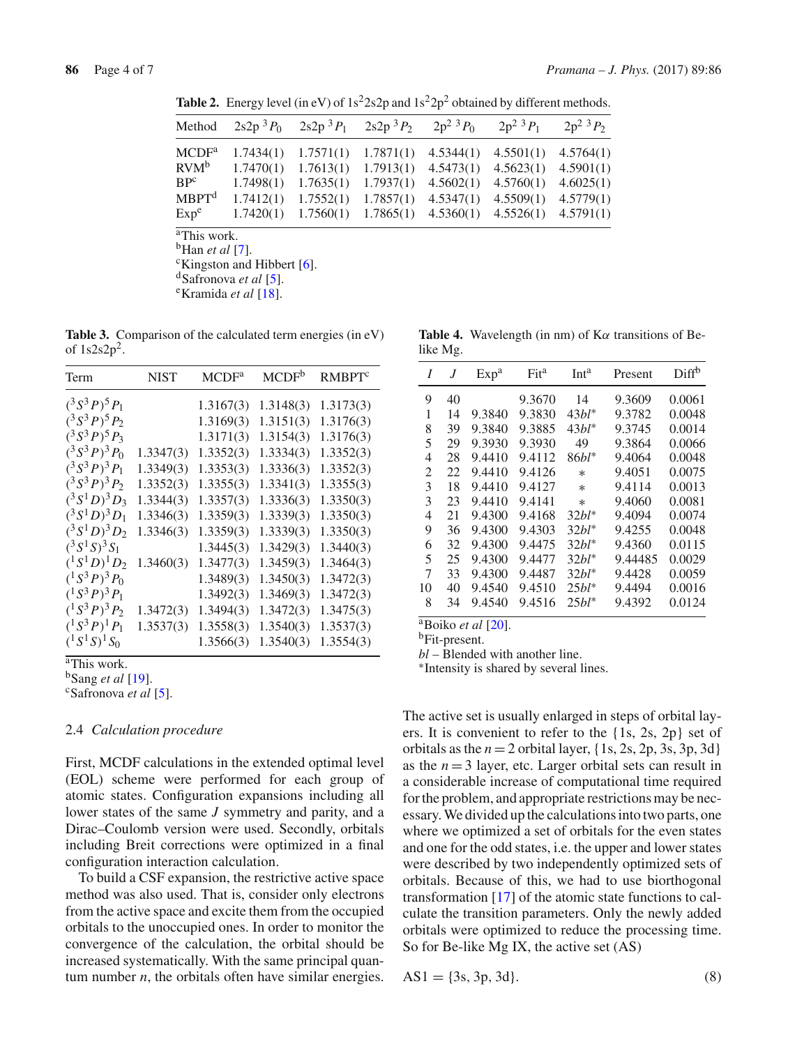**Table 2.** Energy level (in eV) of $1s^22s2p$ and $1s^22p^2$ obtained by different methods.

| Method | 2s2p $^3P_0$ | 2s2p $^3P_1$ | 2s2p $^3P_2$ | $2p^2$ $^3P_0$ | $2p^2$ $^3P_1$ | $2p^2$ $^3P_2$ |
|---|---|---|---|---|---|---|
| MCDF[a] | 1.7434(1) | 1.7571(1) | 1.7871(1) | 4.5344(1) | 4.5501(1) | 4.5764(1) |
| RVM[b] | 1.7470(1) | 1.7613(1) | 1.7913(1) | 4.5473(1) | 4.5623(1) | 4.5901(1) |
| BP[c] | 1.7498(1) | 1.7635(1) | 1.7937(1) | 4.5602(1) | 4.5760(1) | 4.6025(1) |
| MBPT[d] | 1.7412(1) | 1.7552(1) | 1.7857(1) | 4.5347(1) | 4.5509(1) | 4.5779(1) |
| Exp[e] | 1.7420(1) | 1.7560(1) | 1.7865(1) | 4.5360(1) | 4.5526(1) | 4.5791(1) |

[a]This work.
[b]Han *et al* [7].
[c]Kingston and Hibbert [6].
[d]Safronova *et al* [5].
[e]Kramida *et al* [18].

**Table 3.** Comparison of the calculated term energies (in eV) of $1s2s2p^2$.

| Term | NIST | MCDF[a] | MCDF[b] | RMBPT[c] |
|---|---|---|---|---|
| $(^3S^3P)^5P_1$ | | 1.3167(3) | 1.3148(3) | 1.3173(3) |
| $(^3S^3P)^5P_2$ | | 1.3169(3) | 1.3151(3) | 1.3176(3) |
| $(^3S^3P)^5P_3$ | | 1.3171(3) | 1.3154(3) | 1.3176(3) |
| $(^3S^3P)^3P_0$ | 1.3347(3) | 1.3352(3) | 1.3334(3) | 1.3352(3) |
| $(^3S^3P)^3P_1$ | 1.3349(3) | 1.3353(3) | 1.3336(3) | 1.3352(3) |
| $(^3S^3P)^3P_2$ | 1.3352(3) | 1.3355(3) | 1.3341(3) | 1.3355(3) |
| $(^3S^1D)^3D_3$ | 1.3344(3) | 1.3357(3) | 1.3336(3) | 1.3350(3) |
| $(^3S^1D)^3D_1$ | 1.3346(3) | 1.3359(3) | 1.3339(3) | 1.3350(3) |
| $(^3S^1D)^3D_2$ | 1.3346(3) | 1.3359(3) | 1.3339(3) | 1.3350(3) |
| $(^3S^1S)^3S_1$ | | 1.3445(3) | 1.3429(3) | 1.3440(3) |
| $(^1S^1D)^1D_2$ | 1.3460(3) | 1.3477(3) | 1.3459(3) | 1.3464(3) |
| $(^1S^3P)^3P_0$ | | 1.3489(3) | 1.3450(3) | 1.3472(3) |
| $(^1S^3P)^3P_1$ | | 1.3492(3) | 1.3469(3) | 1.3472(3) |
| $(^1S^3P)^3P_2$ | 1.3472(3) | 1.3494(3) | 1.3472(3) | 1.3475(3) |
| $(^1S^3P)^1P_1$ | 1.3537(3) | 1.3558(3) | 1.3540(3) | 1.3537(3) |
| $(^1S^1S)^1S_0$ | | 1.3566(3) | 1.3540(3) | 1.3554(3) |

[a]This work.
[b]Sang *et al* [19].
[c]Safronova *et al* [5].

**Table 4.** Wavelength (in nm) of K$\alpha$ transitions of Be-like Mg.

| *I* | *J* | Exp[a] | Fit[a] | Int[a] | Present | Diff[b] |
|---|---|---|---|---|---|---|
| 9 | 40 | | 9.3670 | 14 | 9.3609 | 0.0061 |
| 1 | 14 | 9.3840 | 9.3830 | 43*bl** | 9.3782 | 0.0048 |
| 8 | 39 | 9.3840 | 9.3885 | 43*bl** | 9.3745 | 0.0014 |
| 5 | 29 | 9.3930 | 9.3930 | 49 | 9.3864 | 0.0066 |
| 4 | 28 | 9.4410 | 9.4112 | 86*bl** | 9.4064 | 0.0048 |
| 2 | 22 | 9.4410 | 9.4126 | * | 9.4051 | 0.0075 |
| 3 | 18 | 9.4410 | 9.4127 | * | 9.4114 | 0.0013 |
| 3 | 23 | 9.4410 | 9.4141 | * | 9.4060 | 0.0081 |
| 4 | 21 | 9.4300 | 9.4168 | 32*bl** | 9.4094 | 0.0074 |
| 9 | 36 | 9.4300 | 9.4303 | 32*bl** | 9.4255 | 0.0048 |
| 6 | 32 | 9.4300 | 9.4475 | 32*bl** | 9.4360 | 0.0115 |
| 5 | 25 | 9.4300 | 9.4477 | 32*bl** | 9.44485 | 0.0029 |
| 7 | 33 | 9.4300 | 9.4487 | 32*bl** | 9.4428 | 0.0059 |
| 10 | 40 | 9.4540 | 9.4510 | 25*bl** | 9.4494 | 0.0016 |
| 8 | 34 | 9.4540 | 9.4516 | 25*bl** | 9.4392 | 0.0124 |

[a]Boiko *et al* [20].
[b]Fit-present.
*bl* – Blended with another line.
*Intensity is shared by several lines.

### 2.4 *Calculation procedure*

First, MCDF calculations in the extended optimal level (EOL) scheme were performed for each group of atomic states. Configuration expansions including all lower states of the same *J* symmetry and parity, and a Dirac–Coulomb version were used. Secondly, orbitals including Breit corrections were optimized in a final configuration interaction calculation.

To build a CSF expansion, the restrictive active space method was also used. That is, consider only electrons from the active space and excite them from the occupied orbitals to the unoccupied ones. In order to monitor the convergence of the calculation, the orbital should be increased systematically. With the same principal quantum number *n*, the orbitals often have similar energies. The active set is usually enlarged in steps of orbital layers. It is convenient to refer to the {1s, 2s, 2p} set of orbitals as the $n = 2$ orbital layer, {1s, 2s, 2p, 3s, 3p, 3d} as the $n = 3$ layer, etc. Larger orbital sets can result in a considerable increase of computational time required for the problem, and appropriate restrictions may be necessary. We divided up the calculations into two parts, one where we optimized a set of orbitals for the even states and one for the odd states, i.e. the upper and lower states were described by two independently optimized sets of orbitals. Because of this, we had to use biorthogonal transformation [17] of the atomic state functions to calculate the transition parameters. Only the newly added orbitals were optimized to reduce the processing time. So for Be-like Mg IX, the active set (AS)

$$\text{AS1} = \{3s, 3p, 3d\}. \tag{8}$$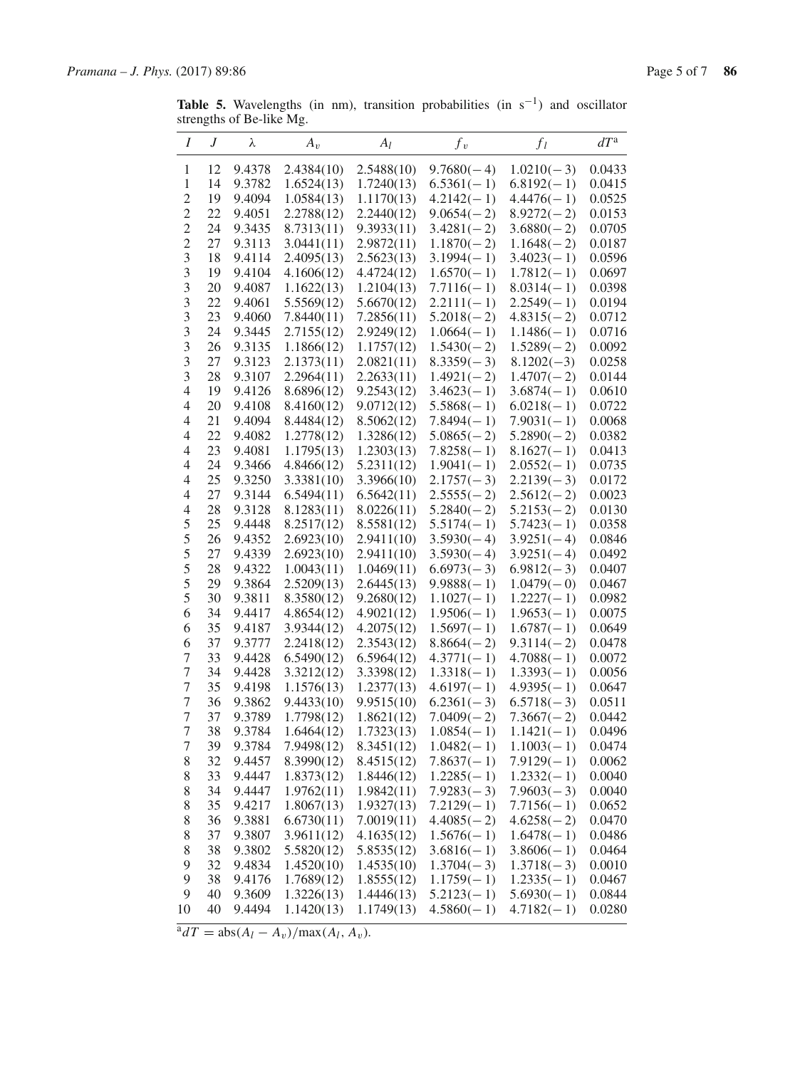**Table 5.** Wavelengths (in nm), transition probabilities (in $s^{-1}$) and oscillator strengths of Be-like Mg.

| $I$ | $J$ | $\lambda$ | $A_v$ | $A_l$ | $f_v$ | $f_l$ | $dT$[a] |
|---|---|---|---|---|---|---|---|
| 1 | 12 | 9.4378 | 2.4384(10) | 2.5488(10) | 9.7680(−4) | 1.0210(−3) | 0.0433 |
| 1 | 14 | 9.3782 | 1.6524(13) | 1.7240(13) | 6.5361(−1) | 6.8192(−1) | 0.0415 |
| 2 | 19 | 9.4094 | 1.0584(13) | 1.1170(13) | 4.2142(−1) | 4.4476(−1) | 0.0525 |
| 2 | 22 | 9.4051 | 2.2788(12) | 2.2440(12) | 9.0654(−2) | 8.9272(−2) | 0.0153 |
| 2 | 24 | 9.3435 | 8.7313(11) | 9.3933(11) | 3.4281(−2) | 3.6880(−2) | 0.0705 |
| 2 | 27 | 9.3113 | 3.0441(11) | 2.9872(11) | 1.1870(−2) | 1.1648(−2) | 0.0187 |
| 3 | 18 | 9.4114 | 2.4095(13) | 2.5623(13) | 3.1994(−1) | 3.4023(−1) | 0.0596 |
| 3 | 19 | 9.4104 | 4.1606(12) | 4.4724(12) | 1.6570(−1) | 1.7812(−1) | 0.0697 |
| 3 | 20 | 9.4087 | 1.1622(13) | 1.2104(13) | 7.7116(−1) | 8.0314(−1) | 0.0398 |
| 3 | 22 | 9.4061 | 5.5569(12) | 5.6670(12) | 2.2111(−1) | 2.2549(−1) | 0.0194 |
| 3 | 23 | 9.4060 | 7.8440(11) | 7.2856(11) | 5.2018(−2) | 4.8315(−2) | 0.0712 |
| 3 | 24 | 9.3445 | 2.7155(12) | 2.9249(12) | 1.0664(−1) | 1.1486(−1) | 0.0716 |
| 3 | 26 | 9.3135 | 1.1866(12) | 1.1757(12) | 1.5430(−2) | 1.5289(−2) | 0.0092 |
| 3 | 27 | 9.3123 | 2.1373(11) | 2.0821(11) | 8.3359(−3) | 8.1202(−3) | 0.0258 |
| 3 | 28 | 9.3107 | 2.2964(11) | 2.2633(11) | 1.4921(−2) | 1.4707(−2) | 0.0144 |
| 4 | 19 | 9.4126 | 8.6896(12) | 9.2543(12) | 3.4623(−1) | 3.6874(−1) | 0.0610 |
| 4 | 20 | 9.4108 | 8.4160(12) | 9.0712(12) | 5.5868(−1) | 6.0218(−1) | 0.0722 |
| 4 | 21 | 9.4094 | 8.4484(12) | 8.5062(12) | 7.8494(−1) | 7.9031(−1) | 0.0068 |
| 4 | 22 | 9.4082 | 1.2778(12) | 1.3286(12) | 5.0865(−2) | 5.2890(−2) | 0.0382 |
| 4 | 23 | 9.4081 | 1.1795(13) | 1.2303(13) | 7.8258(−1) | 8.1627(−1) | 0.0413 |
| 4 | 24 | 9.3466 | 4.8466(12) | 5.2311(12) | 1.9041(−1) | 2.0552(−1) | 0.0735 |
| 4 | 25 | 9.3250 | 3.3381(10) | 3.3966(10) | 2.1757(−3) | 2.2139(−3) | 0.0172 |
| 4 | 27 | 9.3144 | 6.5494(11) | 6.5642(11) | 2.5555(−2) | 2.5612(−2) | 0.0023 |
| 4 | 28 | 9.3128 | 8.1283(11) | 8.0226(11) | 5.2840(−2) | 5.2153(−2) | 0.0130 |
| 5 | 25 | 9.4448 | 8.2517(12) | 8.5581(12) | 5.5174(−1) | 5.7423(−1) | 0.0358 |
| 5 | 26 | 9.4352 | 2.6923(10) | 2.9411(10) | 3.5930(−4) | 3.9251(−4) | 0.0846 |
| 5 | 27 | 9.4339 | 2.6923(10) | 2.9411(10) | 3.5930(−4) | 3.9251(−4) | 0.0492 |
| 5 | 28 | 9.4322 | 1.0043(11) | 1.0469(11) | 6.6973(−3) | 6.9812(−3) | 0.0407 |
| 5 | 29 | 9.3864 | 2.5209(13) | 2.6445(13) | 9.9888(−1) | 1.0479(−0) | 0.0467 |
| 5 | 30 | 9.3811 | 8.3580(12) | 9.2680(12) | 1.1027(−1) | 1.2227(−1) | 0.0982 |
| 6 | 34 | 9.4417 | 4.8654(12) | 4.9021(12) | 1.9506(−1) | 1.9653(−1) | 0.0075 |
| 6 | 35 | 9.4187 | 3.9344(12) | 4.2075(12) | 1.5697(−1) | 1.6787(−1) | 0.0649 |
| 6 | 37 | 9.3777 | 2.2418(12) | 2.3543(12) | 8.8664(−2) | 9.3114(−2) | 0.0478 |
| 7 | 33 | 9.4428 | 6.5490(12) | 6.5964(12) | 4.3771(−1) | 4.7088(−1) | 0.0072 |
| 7 | 34 | 9.4428 | 3.3212(12) | 3.3398(12) | 1.3318(−1) | 1.3393(−1) | 0.0056 |
| 7 | 35 | 9.4198 | 1.1576(13) | 1.2377(13) | 4.6197(−1) | 4.9395(−1) | 0.0647 |
| 7 | 36 | 9.3862 | 9.4433(10) | 9.9515(10) | 6.2361(−3) | 6.5718(−3) | 0.0511 |
| 7 | 37 | 9.3789 | 1.7798(12) | 1.8621(12) | 7.0409(−2) | 7.3667(−2) | 0.0442 |
| 7 | 38 | 9.3784 | 1.6464(13) | 1.7323(13) | 1.0854(−1) | 1.1421(−1) | 0.0496 |
| 7 | 39 | 9.3784 | 7.9498(12) | 8.3451(12) | 1.0482(−1) | 1.1003(−1) | 0.0474 |
| 8 | 32 | 9.4457 | 8.3990(12) | 8.4515(12) | 7.8637(−1) | 7.9129(−1) | 0.0062 |
| 8 | 33 | 9.4447 | 1.8373(12) | 1.8446(12) | 1.2285(−1) | 1.2332(−1) | 0.0040 |
| 8 | 34 | 9.4447 | 1.9762(11) | 1.9842(11) | 7.9283(−3) | 7.9603(−3) | 0.0040 |
| 8 | 35 | 9.4217 | 1.8067(13) | 1.9327(13) | 7.2129(−1) | 7.7156(−1) | 0.0652 |
| 8 | 36 | 9.3881 | 6.6730(11) | 7.0019(11) | 4.4085(−2) | 4.6258(−2) | 0.0470 |
| 8 | 37 | 9.3807 | 3.9611(12) | 4.1635(12) | 1.5676(−1) | 1.6478(−1) | 0.0486 |
| 8 | 38 | 9.3802 | 5.5820(12) | 5.8535(12) | 3.6816(−1) | 3.8606(−1) | 0.0464 |
| 9 | 32 | 9.4834 | 1.4520(10) | 1.4535(10) | 1.3704(−3) | 1.3718(−3) | 0.0010 |
| 9 | 38 | 9.4176 | 1.7689(12) | 1.8555(12) | 1.1759(−1) | 1.2335(−1) | 0.0467 |
| 9 | 40 | 9.3609 | 1.3226(13) | 1.4446(13) | 5.2123(−1) | 5.6930(−1) | 0.0844 |
| 10 | 40 | 9.4494 | 1.1420(13) | 1.1749(13) | 4.5860(−1) | 4.7182(−1) | 0.0280 |

[a] $dT = \text{abs}(A_l - A_v)/\max(A_l, A_v)$.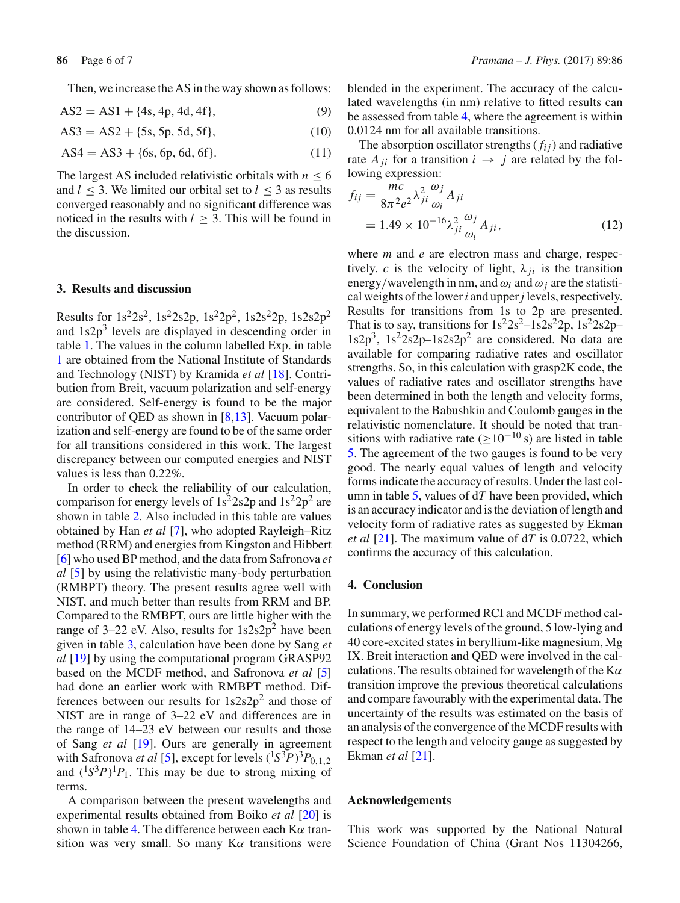Then, we increase the AS in the way shown as follows:

$$\text{AS2} = \text{AS1} + \{4s, 4p, 4d, 4f\}, \tag{9}$$

$$\text{AS3} = \text{AS2} + \{5s, 5p, 5d, 5f\}, \tag{10}$$

$$\text{AS4} = \text{AS3} + \{6s, 6p, 6d, 6f\}. \tag{11}$$

The largest AS included relativistic orbitals with $n \leq 6$ and $l \leq 3$. We limited our orbital set to $l \leq 3$ as results converged reasonably and no significant difference was noticed in the results with $l \geq 3$. This will be found in the discussion.

## 3. Results and discussion

Results for $1s^22s^2$, $1s^22s2p$, $1s^22p^2$, $1s2s^22p$, $1s2s2p^2$ and $1s2p^3$ levels are displayed in descending order in table 1. The values in the column labelled Exp. in table 1 are obtained from the National Institute of Standards and Technology (NIST) by Kramida *et al* [18]. Contribution from Breit, vacuum polarization and self-energy are considered. Self-energy is found to be the major contributor of QED as shown in [8,13]. Vacuum polarization and self-energy are found to be of the same order for all transitions considered in this work. The largest discrepancy between our computed energies and NIST values is less than 0.22%.

In order to check the reliability of our calculation, comparison for energy levels of $1s^22s2p$ and $1s^22p^2$ are shown in table 2. Also included in this table are values obtained by Han *et al* [7], who adopted Rayleigh–Ritz method (RRM) and energies from Kingston and Hibbert [6] who used BP method, and the data from Safronova *et al* [5] by using the relativistic many-body perturbation (RMBPT) theory. The present results agree well with NIST, and much better than results from RRM and BP. Compared to the RMBPT, ours are little higher with the range of 3–22 eV. Also, results for $1s2s2p^2$ have been given in table 3, calculation have been done by Sang *et al* [19] by using the computational program GRASP92 based on the MCDF method, and Safronova *et al* [5] had done an earlier work with RMBPT method. Differences between our results for $1s2s2p^2$ and those of NIST are in range of 3–22 eV and differences are in the range of 14–23 eV between our results and those of Sang *et al* [19]. Ours are generally in agreement with Safronova *et al* [5], except for levels $(^1S^3P)^3P_{0,1,2}$ and $(^1S^3P)^1P_1$. This may be due to strong mixing of terms.

A comparison between the present wavelengths and experimental results obtained from Boiko *et al* [20] is shown in table 4. The difference between each K$\alpha$ transition was very small. So many K$\alpha$ transitions were blended in the experiment. The accuracy of the calculated wavelengths (in nm) relative to fitted results can be assessed from table 4, where the agreement is within 0.0124 nm for all available transitions.

The absorption oscillator strengths ($f_{ij}$) and radiative rate $A_{ji}$ for a transition $i \rightarrow j$ are related by the following expression:

$$f_{ij} = \frac{mc}{8\pi^2 e^2}\lambda_{ji}^2 \frac{\omega_j}{\omega_i} A_{ji} = 1.49 \times 10^{-16} \lambda_{ji}^2 \frac{\omega_j}{\omega_i} A_{ji}, \tag{12}$$

where $m$ and $e$ are electron mass and charge, respectively. $c$ is the velocity of light, $\lambda_{ji}$ is the transition energy/wavelength in nm, and $\omega_i$ and $\omega_j$ are the statistical weights of the lower $i$ and upper $j$ levels, respectively. Results for transitions from 1s to 2p are presented. That is to say, transitions for $1s^22s^2$–$1s2s^22p$, $1s^22s2p$–$1s2p^3$, $1s^22s2p$–$1s2s2p^2$ are considered. No data are available for comparing radiative rates and oscillator strengths. So, in this calculation with grasp2K code, the values of radiative rates and oscillator strengths have been determined in both the length and velocity forms, equivalent to the Babushkin and Coulomb gauges in the relativistic nomenclature. It should be noted that transitions with radiative rate ($\geq 10^{-10}$ s) are listed in table 5. The agreement of the two gauges is found to be very good. The nearly equal values of length and velocity forms indicate the accuracy of results. Under the last column in table 5, values of d$T$ have been provided, which is an accuracy indicator and is the deviation of length and velocity form of radiative rates as suggested by Ekman *et al* [21]. The maximum value of d$T$ is 0.0722, which confirms the accuracy of this calculation.

## 4. Conclusion

In summary, we performed RCI and MCDF method calculations of energy levels of the ground, 5 low-lying and 40 core-excited states in beryllium-like magnesium, Mg IX. Breit interaction and QED were involved in the calculations. The results obtained for wavelength of the K$\alpha$ transition improve the previous theoretical calculations and compare favourably with the experimental data. The uncertainty of the results was estimated on the basis of an analysis of the convergence of the MCDF results with respect to the length and velocity gauge as suggested by Ekman *et al* [21].

## Acknowledgements

This work was supported by the National Natural Science Foundation of China (Grant Nos 11304266,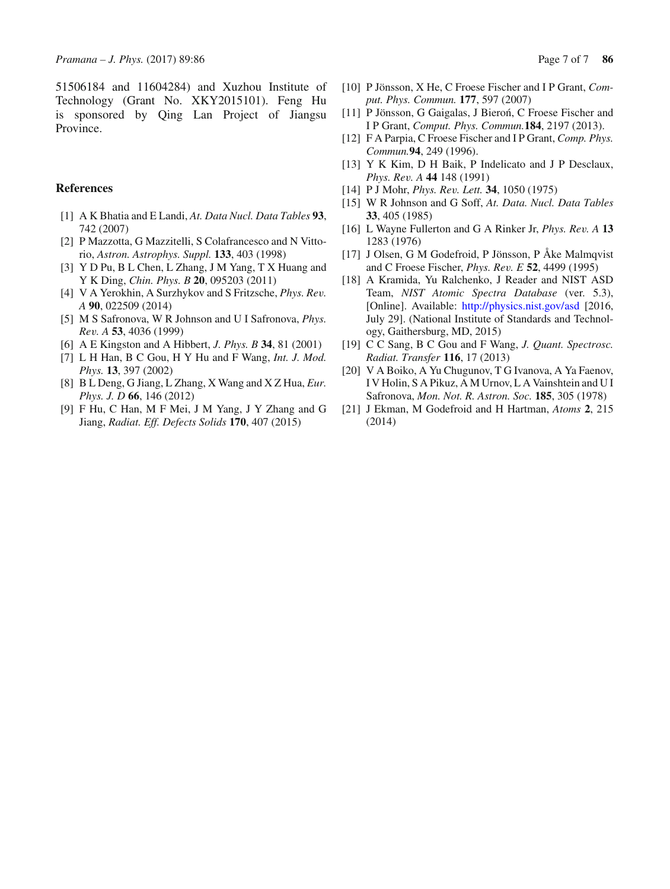51506184 and 11604284) and Xuzhou Institute of Technology (Grant No. XKY2015101). Feng Hu is sponsored by Qing Lan Project of Jiangsu Province.

## References

[1] A K Bhatia and E Landi, *At. Data Nucl. Data Tables* **93**, 742 (2007)

[2] P Mazzotta, G Mazzitelli, S Colafrancesco and N Vittorio, *Astron. Astrophys. Suppl.* **133**, 403 (1998)

[3] Y D Pu, B L Chen, L Zhang, J M Yang, T X Huang and Y K Ding, *Chin. Phys. B* **20**, 095203 (2011)

[4] V A Yerokhin, A Surzhykov and S Fritzsche, *Phys. Rev. A* **90**, 022509 (2014)

[5] M S Safronova, W R Johnson and U I Safronova, *Phys. Rev. A* **53**, 4036 (1999)

[6] A E Kingston and A Hibbert, *J. Phys. B* **34**, 81 (2001)

[7] L H Han, B C Gou, H Y Hu and F Wang, *Int. J. Mod. Phys.* **13**, 397 (2002)

[8] B L Deng, G Jiang, L Zhang, X Wang and X Z Hua, *Eur. Phys. J. D* **66**, 146 (2012)

[9] F Hu, C Han, M F Mei, J M Yang, J Y Zhang and G Jiang, *Radiat. Eff. Defects Solids* **170**, 407 (2015)

[10] P Jönsson, X He, C Froese Fischer and I P Grant, *Comput. Phys. Commun.* **177**, 597 (2007)

[11] P Jönsson, G Gaigalas, J Bieroń, C Froese Fischer and I P Grant, *Comput. Phys. Commun.***184**, 2197 (2013).

[12] F A Parpia, C Froese Fischer and I P Grant, *Comp. Phys. Commun.***94**, 249 (1996).

[13] Y K Kim, D H Baik, P Indelicato and J P Desclaux, *Phys. Rev. A* **44** 148 (1991)

[14] P J Mohr, *Phys. Rev. Lett.* **34**, 1050 (1975)

[15] W R Johnson and G Soff, *At. Data. Nucl. Data Tables* **33**, 405 (1985)

[16] L Wayne Fullerton and G A Rinker Jr, *Phys. Rev. A* **13** 1283 (1976)

[17] J Olsen, G M Godefroid, P Jönsson, P Åke Malmqvist and C Froese Fischer, *Phys. Rev. E* **52**, 4499 (1995)

[18] A Kramida, Yu Ralchenko, J Reader and NIST ASD Team, *NIST Atomic Spectra Database* (ver. 5.3), [Online]. Available: http://physics.nist.gov/asd [2016, July 29]. (National Institute of Standards and Technology, Gaithersburg, MD, 2015)

[19] C C Sang, B C Gou and F Wang, *J. Quant. Spectrosc. Radiat. Transfer* **116**, 17 (2013)

[20] V A Boiko, A Yu Chugunov, T G Ivanova, A Ya Faenov, I V Holin, S A Pikuz, A M Urnov, L A Vainshtein and U I Safronova, *Mon. Not. R. Astron. Soc.* **185**, 305 (1978)

[21] J Ekman, M Godefroid and H Hartman, *Atoms* **2**, 215 (2014)